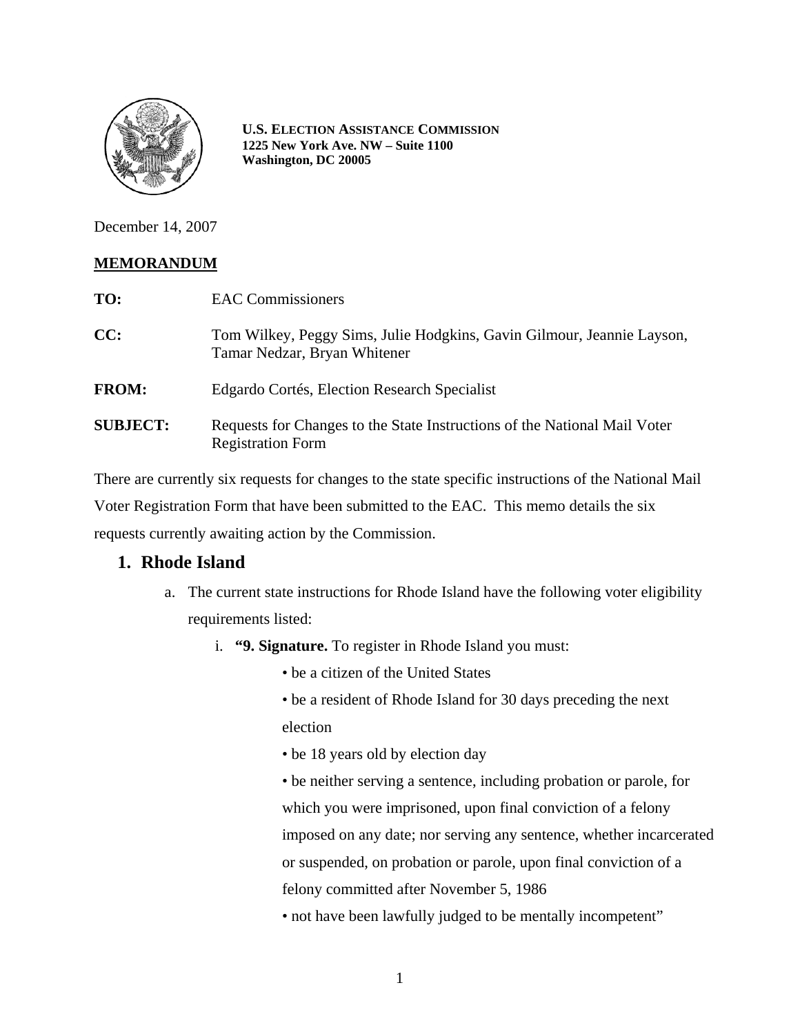**U.S. ELECTION ASSISTANCE COMMISSION**
**1225 New York Ave. NW – Suite 1100**
**Washington, DC 20005**

December 14, 2007

**MEMORANDUM**

**TO:** EAC Commissioners

**CC:** Tom Wilkey, Peggy Sims, Julie Hodgkins, Gavin Gilmour, Jeannie Layson, Tamar Nedzar, Bryan Whitener

**FROM:** Edgardo Cortés, Election Research Specialist

**SUBJECT:** Requests for Changes to the State Instructions of the National Mail Voter Registration Form

There are currently six requests for changes to the state specific instructions of the National Mail Voter Registration Form that have been submitted to the EAC. This memo details the six requests currently awaiting action by the Commission.

## 1. Rhode Island

a. The current state instructions for Rhode Island have the following voter eligibility requirements listed:

   i. **"9. Signature.** To register in Rhode Island you must:

      • be a citizen of the United States

      • be a resident of Rhode Island for 30 days preceding the next election

      • be 18 years old by election day

      • be neither serving a sentence, including probation or parole, for which you were imprisoned, upon final conviction of a felony imposed on any date; nor serving any sentence, whether incarcerated or suspended, on probation or parole, upon final conviction of a felony committed after November 5, 1986

      • not have been lawfully judged to be mentally incompetent"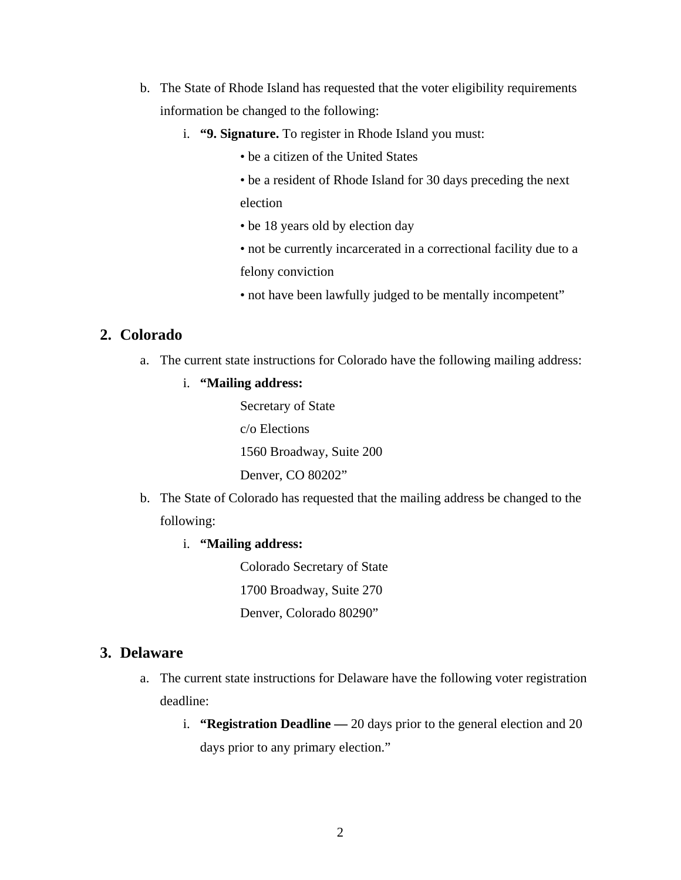b. The State of Rhode Island has requested that the voter eligibility requirements information be changed to the following:

   i. **“9. Signature.** To register in Rhode Island you must:

      • be a citizen of the United States

      • be a resident of Rhode Island for 30 days preceding the next election

      • be 18 years old by election day

      • not be currently incarcerated in a correctional facility due to a felony conviction

      • not have been lawfully judged to be mentally incompetent”

## 2. Colorado

a. The current state instructions for Colorado have the following mailing address:

   i. **“Mailing address:**

      Secretary of State
      c/o Elections
      1560 Broadway, Suite 200
      Denver, CO 80202”

b. The State of Colorado has requested that the mailing address be changed to the following:

   i. **“Mailing address:**

      Colorado Secretary of State
      1700 Broadway, Suite 270
      Denver, Colorado 80290”

## 3. Delaware

a. The current state instructions for Delaware have the following voter registration deadline:

   i. **“Registration Deadline —** 20 days prior to the general election and 20 days prior to any primary election.”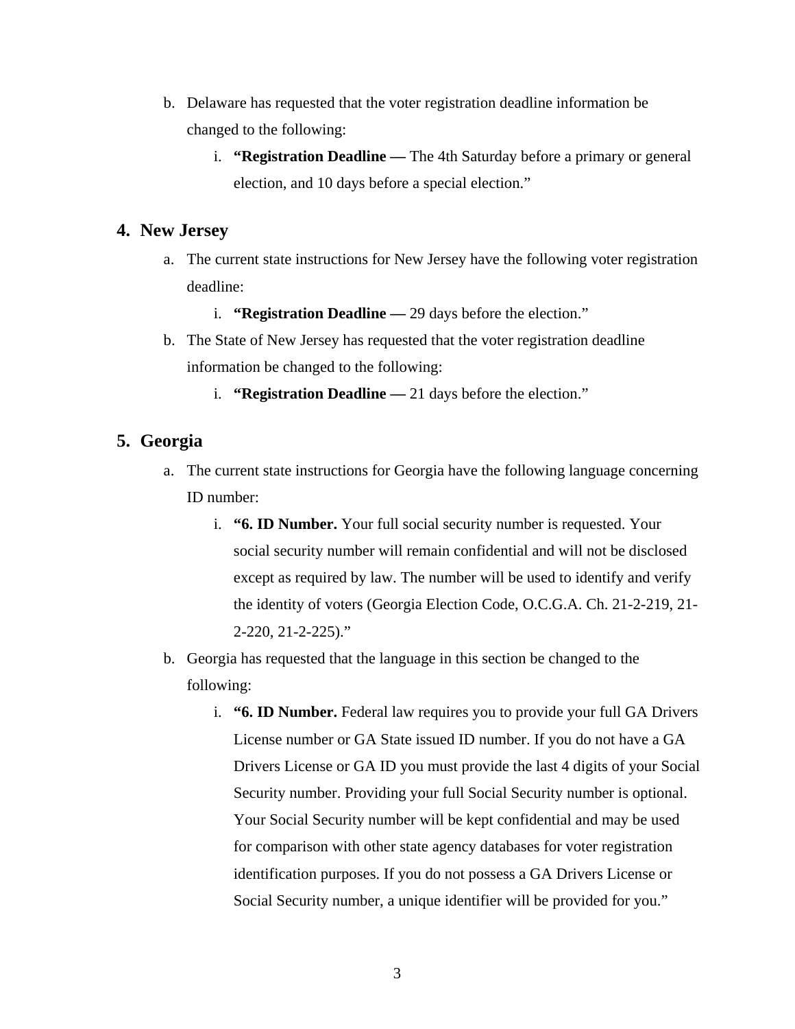b. Delaware has requested that the voter registration deadline information be changed to the following:

    i. **“Registration Deadline —** The 4th Saturday before a primary or general election, and 10 days before a special election.”

## 4. New Jersey

a. The current state instructions for New Jersey have the following voter registration deadline:

    i. **“Registration Deadline —** 29 days before the election.”

b. The State of New Jersey has requested that the voter registration deadline information be changed to the following:

    i. **“Registration Deadline —** 21 days before the election.”

## 5. Georgia

a. The current state instructions for Georgia have the following language concerning ID number:

    i. **“6. ID Number.** Your full social security number is requested. Your social security number will remain confidential and will not be disclosed except as required by law. The number will be used to identify and verify the identity of voters (Georgia Election Code, O.C.G.A. Ch. 21-2-219, 21-2-220, 21-2-225).”

b. Georgia has requested that the language in this section be changed to the following:

    i. **“6. ID Number.** Federal law requires you to provide your full GA Drivers License number or GA State issued ID number. If you do not have a GA Drivers License or GA ID you must provide the last 4 digits of your Social Security number. Providing your full Social Security number is optional. Your Social Security number will be kept confidential and may be used for comparison with other state agency databases for voter registration identification purposes. If you do not possess a GA Drivers License or Social Security number, a unique identifier will be provided for you.”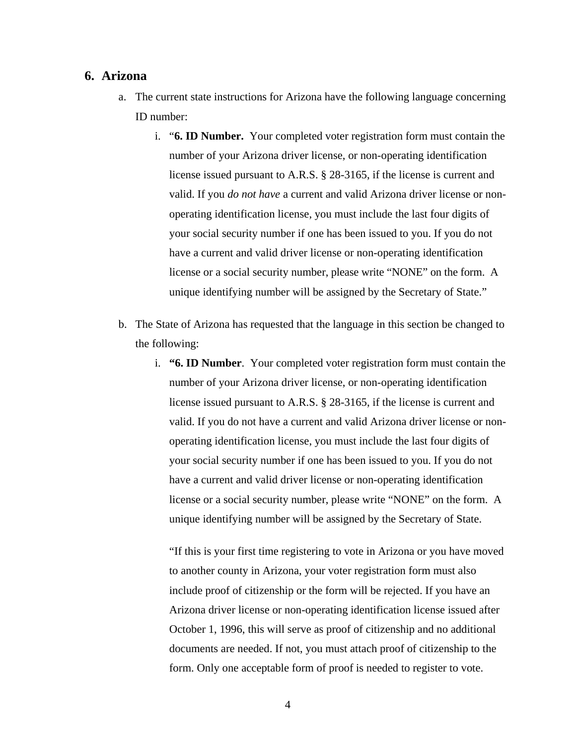## 6. Arizona

a. The current state instructions for Arizona have the following language concerning ID number:

   i. "**6. ID Number.** Your completed voter registration form must contain the number of your Arizona driver license, or non-operating identification license issued pursuant to A.R.S. § 28-3165, if the license is current and valid. If you *do not have* a current and valid Arizona driver license or non-operating identification license, you must include the last four digits of your social security number if one has been issued to you. If you do not have a current and valid driver license or non-operating identification license or a social security number, please write "NONE" on the form. A unique identifying number will be assigned by the Secretary of State."

b. The State of Arizona has requested that the language in this section be changed to the following:

   i. **"6. ID Number**. Your completed voter registration form must contain the number of your Arizona driver license, or non-operating identification license issued pursuant to A.R.S. § 28-3165, if the license is current and valid. If you do not have a current and valid Arizona driver license or non-operating identification license, you must include the last four digits of your social security number if one has been issued to you. If you do not have a current and valid driver license or non-operating identification license or a social security number, please write "NONE" on the form. A unique identifying number will be assigned by the Secretary of State.

   "If this is your first time registering to vote in Arizona or you have moved to another county in Arizona, your voter registration form must also include proof of citizenship or the form will be rejected. If you have an Arizona driver license or non-operating identification license issued after October 1, 1996, this will serve as proof of citizenship and no additional documents are needed. If not, you must attach proof of citizenship to the form. Only one acceptable form of proof is needed to register to vote.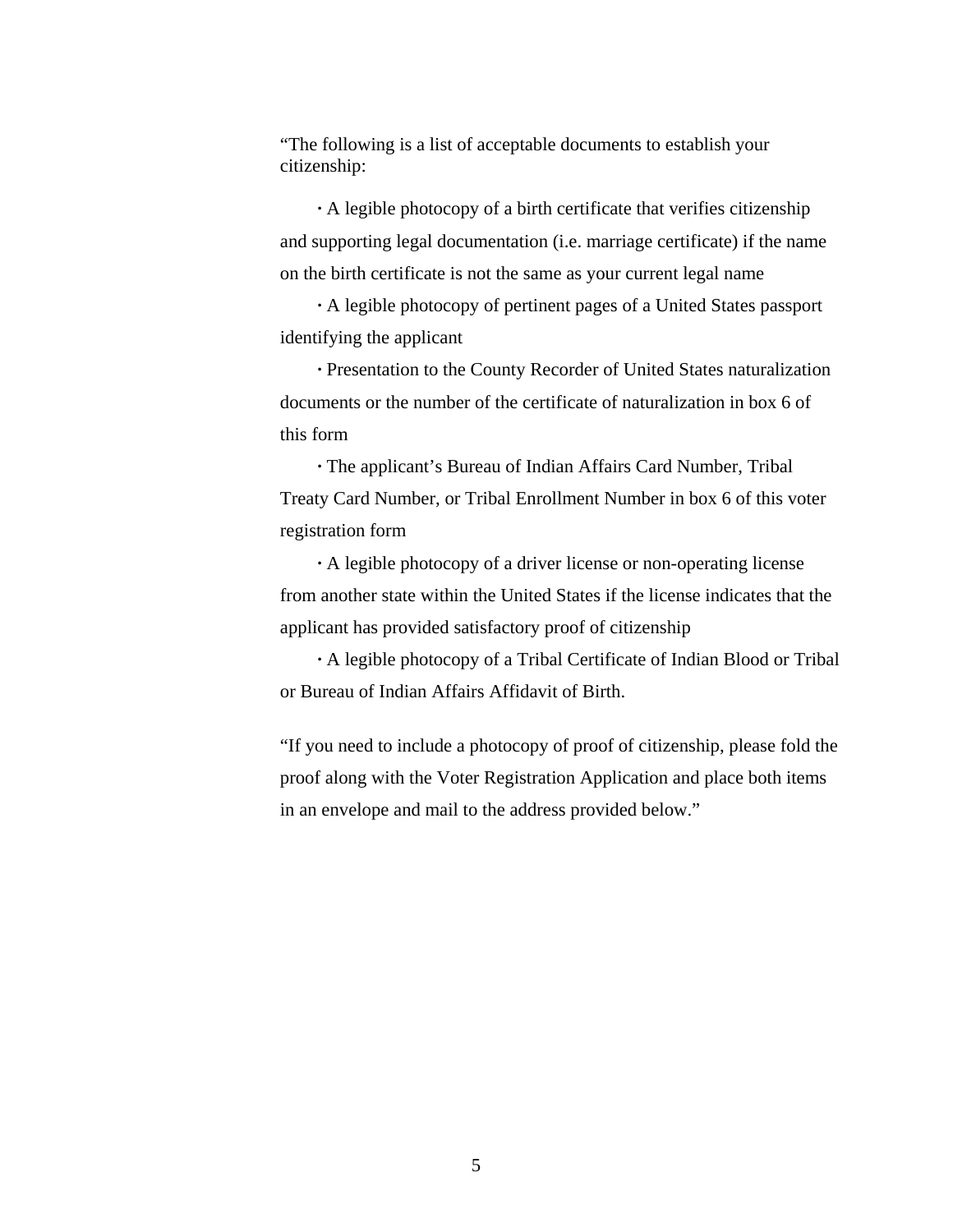"The following is a list of acceptable documents to establish your citizenship:

- A legible photocopy of a birth certificate that verifies citizenship and supporting legal documentation (i.e. marriage certificate) if the name on the birth certificate is not the same as your current legal name
- A legible photocopy of pertinent pages of a United States passport identifying the applicant
- Presentation to the County Recorder of United States naturalization documents or the number of the certificate of naturalization in box 6 of this form
- The applicant's Bureau of Indian Affairs Card Number, Tribal Treaty Card Number, or Tribal Enrollment Number in box 6 of this voter registration form
- A legible photocopy of a driver license or non-operating license from another state within the United States if the license indicates that the applicant has provided satisfactory proof of citizenship
- A legible photocopy of a Tribal Certificate of Indian Blood or Tribal or Bureau of Indian Affairs Affidavit of Birth.

"If you need to include a photocopy of proof of citizenship, please fold the proof along with the Voter Registration Application and place both items in an envelope and mail to the address provided below."